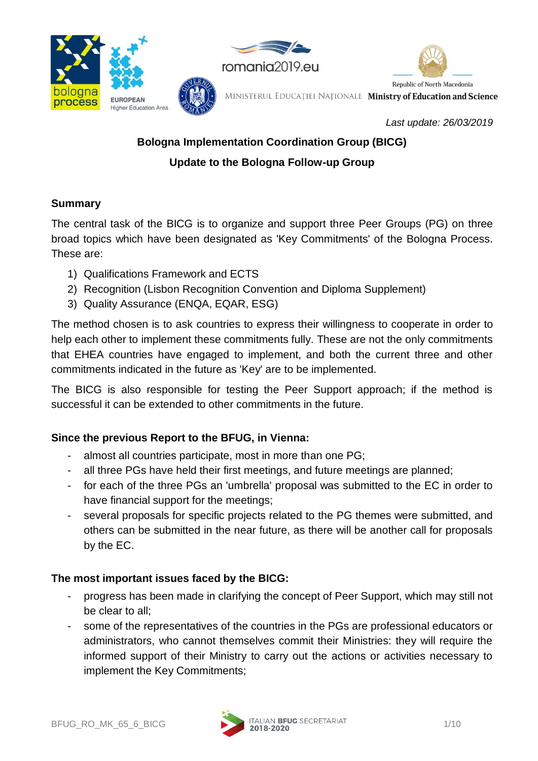*Last update: 26/03/2019*

**Bologna Implementation Coordination Group (BICG)**

**Update to the Bologna Follow-up Group**

## Summary

The central task of the BICG is to organize and support three Peer Groups (PG) on three broad topics which have been designated as 'Key Commitments' of the Bologna Process. These are:

1) Qualifications Framework and ECTS
2) Recognition (Lisbon Recognition Convention and Diploma Supplement)
3) Quality Assurance (ENQA, EQAR, ESG)

The method chosen is to ask countries to express their willingness to cooperate in order to help each other to implement these commitments fully. These are not the only commitments that EHEA countries have engaged to implement, and both the current three and other commitments indicated in the future as 'Key' are to be implemented.

The BICG is also responsible for testing the Peer Support approach; if the method is successful it can be extended to other commitments in the future.

### Since the previous Report to the BFUG, in Vienna:

- almost all countries participate, most in more than one PG;
- all three PGs have held their first meetings, and future meetings are planned;
- for each of the three PGs an 'umbrella' proposal was submitted to the EC in order to have financial support for the meetings;
- several proposals for specific projects related to the PG themes were submitted, and others can be submitted in the near future, as there will be another call for proposals by the EC.

### The most important issues faced by the BICG:

- progress has been made in clarifying the concept of Peer Support, which may still not be clear to all;
- some of the representatives of the countries in the PGs are professional educators or administrators, who cannot themselves commit their Ministries: they will require the informed support of their Ministry to carry out the actions or activities necessary to implement the Key Commitments;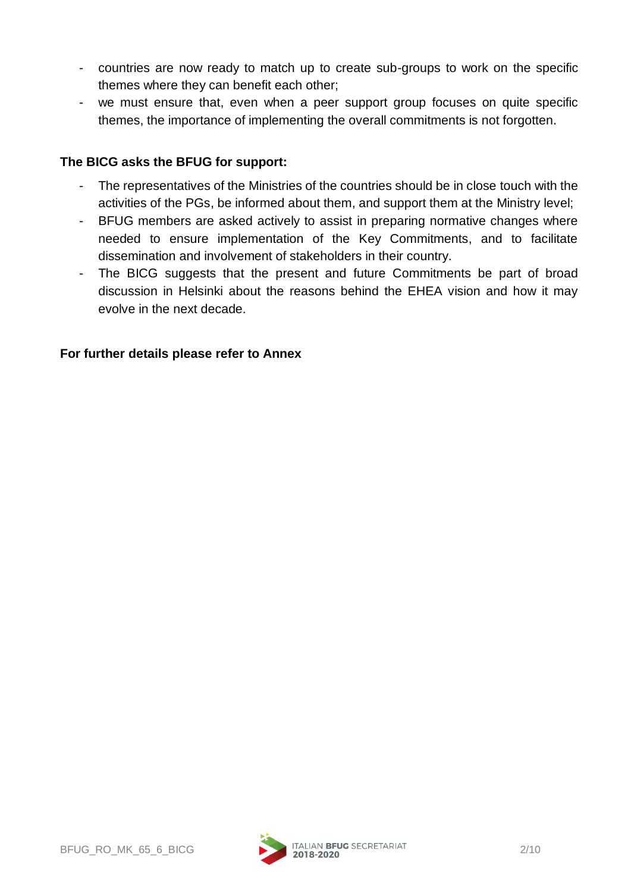- countries are now ready to match up to create sub-groups to work on the specific themes where they can benefit each other;
- we must ensure that, even when a peer support group focuses on quite specific themes, the importance of implementing the overall commitments is not forgotten.

**The BICG asks the BFUG for support:**

- The representatives of the Ministries of the countries should be in close touch with the activities of the PGs, be informed about them, and support them at the Ministry level;
- BFUG members are asked actively to assist in preparing normative changes where needed to ensure implementation of the Key Commitments, and to facilitate dissemination and involvement of stakeholders in their country.
- The BICG suggests that the present and future Commitments be part of broad discussion in Helsinki about the reasons behind the EHEA vision and how it may evolve in the next decade.

**For further details please refer to Annex**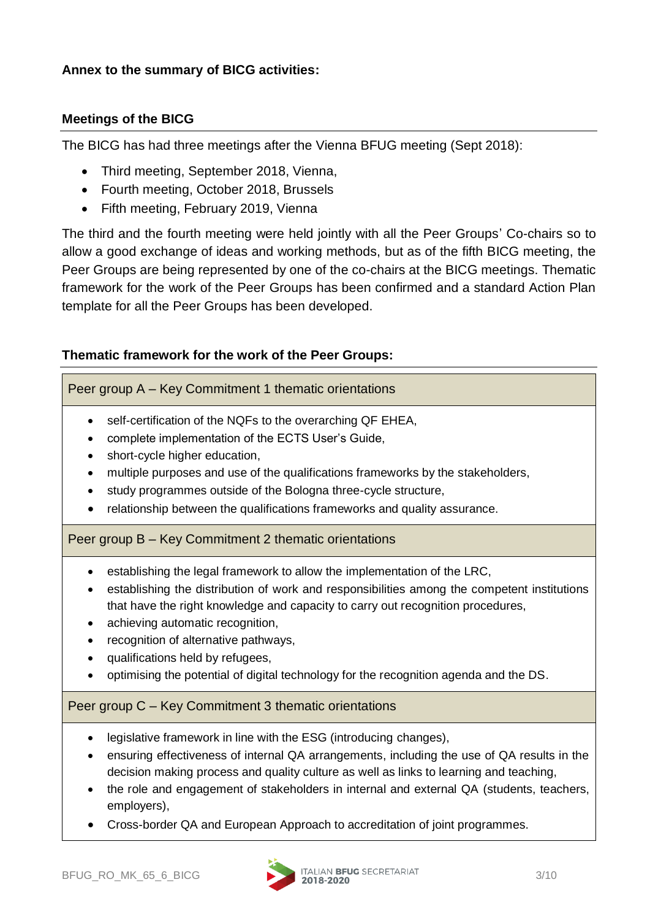**Annex to the summary of BICG activities:**

## Meetings of the BICG

The BICG has had three meetings after the Vienna BFUG meeting (Sept 2018):

- Third meeting, September 2018, Vienna,
- Fourth meeting, October 2018, Brussels
- Fifth meeting, February 2019, Vienna

The third and the fourth meeting were held jointly with all the Peer Groups' Co-chairs so to allow a good exchange of ideas and working methods, but as of the fifth BICG meeting, the Peer Groups are being represented by one of the co-chairs at the BICG meetings. Thematic framework for the work of the Peer Groups has been confirmed and a standard Action Plan template for all the Peer Groups has been developed.

## Thematic framework for the work of the Peer Groups:

| Peer group A – Key Commitment 1 thematic orientations |
|---|
| • self-certification of the NQFs to the overarching QF EHEA,<br>• complete implementation of the ECTS User's Guide,<br>• short-cycle higher education,<br>• multiple purposes and use of the qualifications frameworks by the stakeholders,<br>• study programmes outside of the Bologna three-cycle structure,<br>• relationship between the qualifications frameworks and quality assurance. |
| Peer group B – Key Commitment 2 thematic orientations |
| • establishing the legal framework to allow the implementation of the LRC,<br>• establishing the distribution of work and responsibilities among the competent institutions that have the right knowledge and capacity to carry out recognition procedures,<br>• achieving automatic recognition,<br>• recognition of alternative pathways,<br>• qualifications held by refugees,<br>• optimising the potential of digital technology for the recognition agenda and the DS. |
| Peer group C – Key Commitment 3 thematic orientations |
| • legislative framework in line with the ESG (introducing changes),<br>• ensuring effectiveness of internal QA arrangements, including the use of QA results in the decision making process and quality culture as well as links to learning and teaching,<br>• the role and engagement of stakeholders in internal and external QA (students, teachers, employers),<br>• Cross-border QA and European Approach to accreditation of joint programmes. |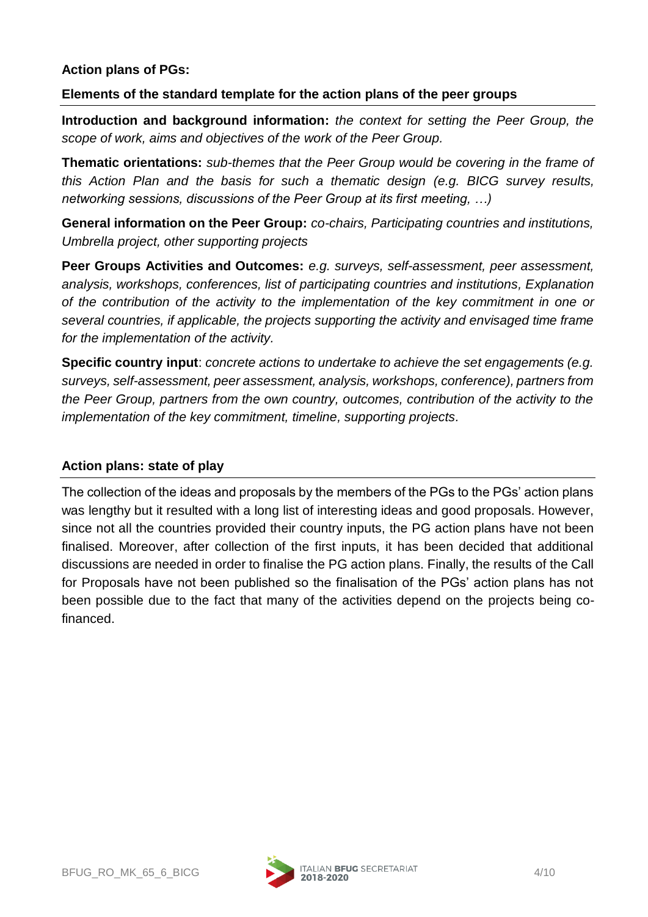**Action plans of PGs:**

## Elements of the standard template for the action plans of the peer groups

**Introduction and background information:** *the context for setting the Peer Group, the scope of work, aims and objectives of the work of the Peer Group.*

**Thematic orientations:** *sub-themes that the Peer Group would be covering in the frame of this Action Plan and the basis for such a thematic design (e.g. BICG survey results, networking sessions, discussions of the Peer Group at its first meeting, …)*

**General information on the Peer Group:** *co-chairs, Participating countries and institutions, Umbrella project, other supporting projects*

**Peer Groups Activities and Outcomes:** *e.g. surveys, self-assessment, peer assessment, analysis, workshops, conferences, list of participating countries and institutions, Explanation of the contribution of the activity to the implementation of the key commitment in one or several countries, if applicable, the projects supporting the activity and envisaged time frame for the implementation of the activity.*

**Specific country input**: *concrete actions to undertake to achieve the set engagements (e.g. surveys, self-assessment, peer assessment, analysis, workshops, conference), partners from the Peer Group, partners from the own country, outcomes, contribution of the activity to the implementation of the key commitment, timeline, supporting projects.*

## Action plans: state of play

The collection of the ideas and proposals by the members of the PGs to the PGs' action plans was lengthy but it resulted with a long list of interesting ideas and good proposals. However, since not all the countries provided their country inputs, the PG action plans have not been finalised. Moreover, after collection of the first inputs, it has been decided that additional discussions are needed in order to finalise the PG action plans. Finally, the results of the Call for Proposals have not been published so the finalisation of the PGs' action plans has not been possible due to the fact that many of the activities depend on the projects being co-financed.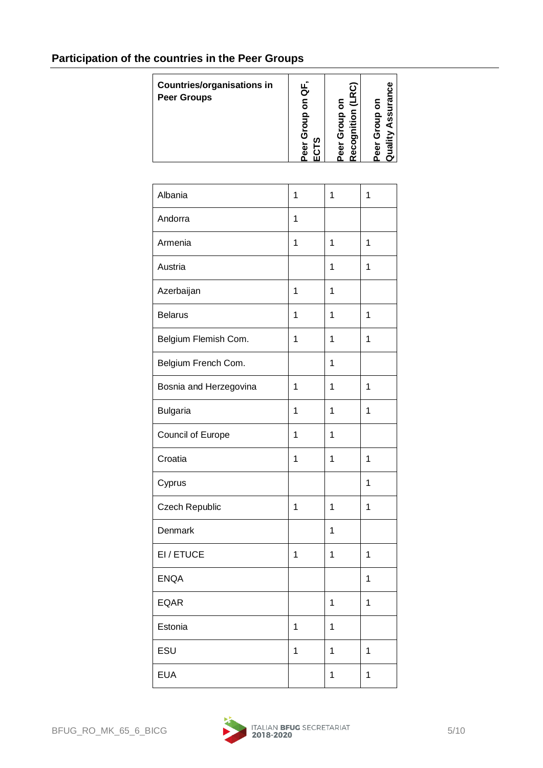## Participation of the countries in the Peer Groups

| Countries/organisations in Peer Groups | Peer Group on QF, ECTS | Peer Group on Recognition (LRC) | Peer Group on Quality Assurance |
|---|---|---|---|
| Albania | 1 | 1 | 1 |
| Andorra | 1 | | |
| Armenia | 1 | 1 | 1 |
| Austria | | 1 | 1 |
| Azerbaijan | 1 | 1 | |
| Belarus | 1 | 1 | 1 |
| Belgium Flemish Com. | 1 | 1 | 1 |
| Belgium French Com. | | 1 | |
| Bosnia and Herzegovina | 1 | 1 | 1 |
| Bulgaria | 1 | 1 | 1 |
| Council of Europe | 1 | 1 | |
| Croatia | 1 | 1 | 1 |
| Cyprus | | | 1 |
| Czech Republic | 1 | 1 | 1 |
| Denmark | | 1 | |
| EI / ETUCE | 1 | 1 | 1 |
| ENQA | | | 1 |
| EQAR | | 1 | 1 |
| Estonia | 1 | 1 | |
| ESU | 1 | 1 | 1 |
| EUA | | 1 | 1 |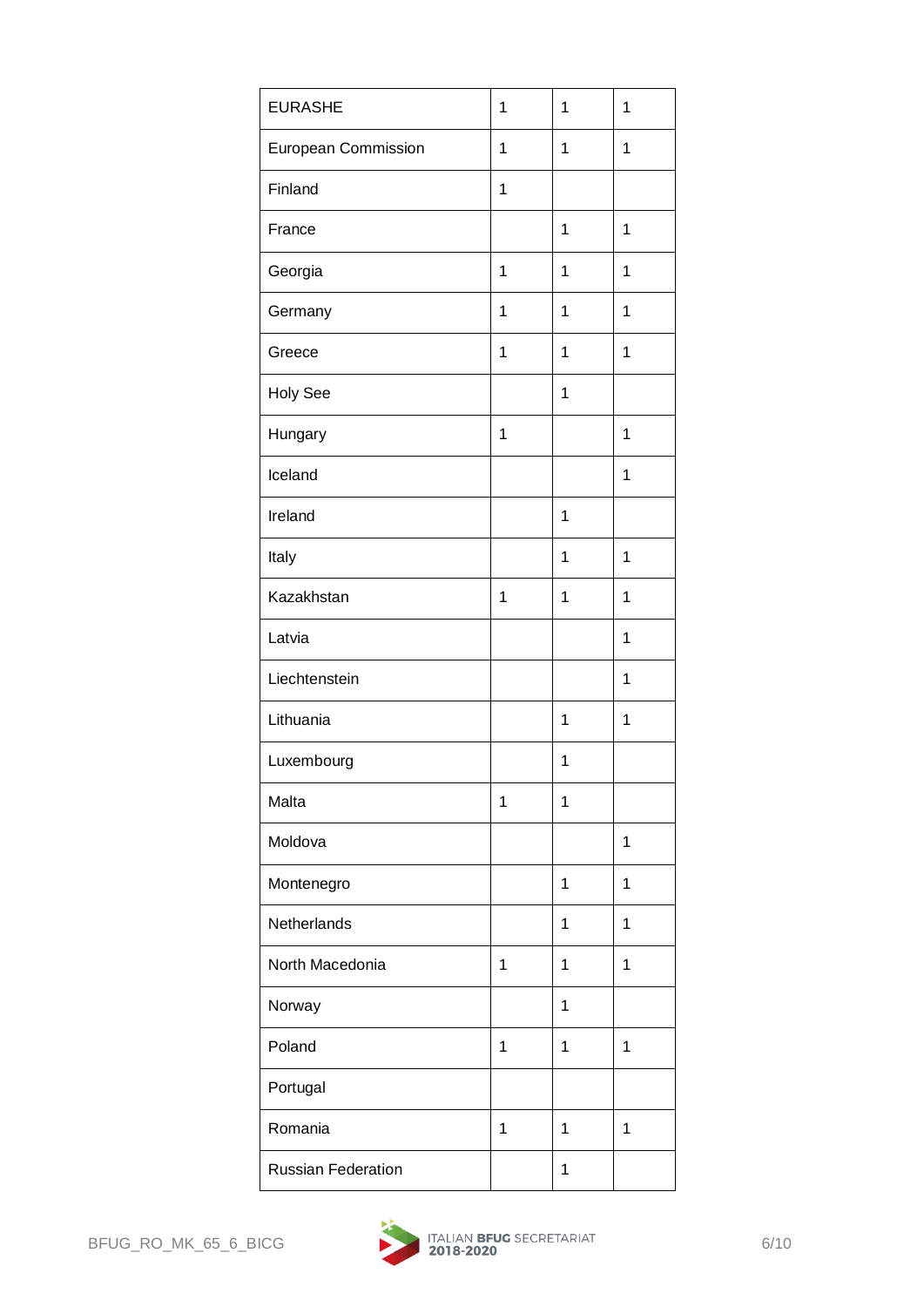| | | | |
|---|---|---|---|
| EURASHE | 1 | 1 | 1 |
| European Commission | 1 | 1 | 1 |
| Finland | 1 | | |
| France | | 1 | 1 |
| Georgia | 1 | 1 | 1 |
| Germany | 1 | 1 | 1 |
| Greece | 1 | 1 | 1 |
| Holy See | | 1 | |
| Hungary | 1 | | 1 |
| Iceland | | | 1 |
| Ireland | | 1 | |
| Italy | | 1 | 1 |
| Kazakhstan | 1 | 1 | 1 |
| Latvia | | | 1 |
| Liechtenstein | | | 1 |
| Lithuania | | 1 | 1 |
| Luxembourg | | 1 | |
| Malta | 1 | 1 | |
| Moldova | | | 1 |
| Montenegro | | 1 | 1 |
| Netherlands | | 1 | 1 |
| North Macedonia | 1 | 1 | 1 |
| Norway | | 1 | |
| Poland | 1 | 1 | 1 |
| Portugal | | | |
| Romania | 1 | 1 | 1 |
| Russian Federation | | 1 | |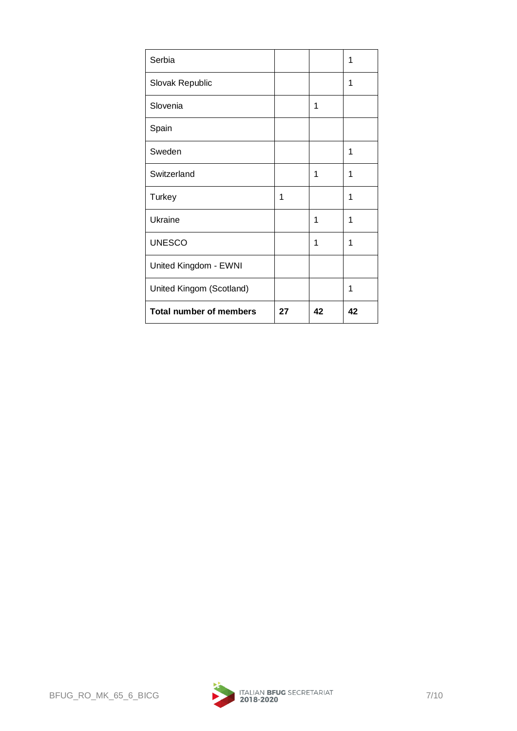| Serbia | | | 1 |
|---|---|---|---|
| Slovak Republic | | | 1 |
| Slovenia | | 1 | |
| Spain | | | |
| Sweden | | | 1 |
| Switzerland | | 1 | 1 |
| Turkey | 1 | | 1 |
| Ukraine | | 1 | 1 |
| UNESCO | | 1 | 1 |
| United Kingdom - EWNI | | | |
| United Kingom (Scotland) | | | 1 |
| **Total number of members** | **27** | **42** | **42** |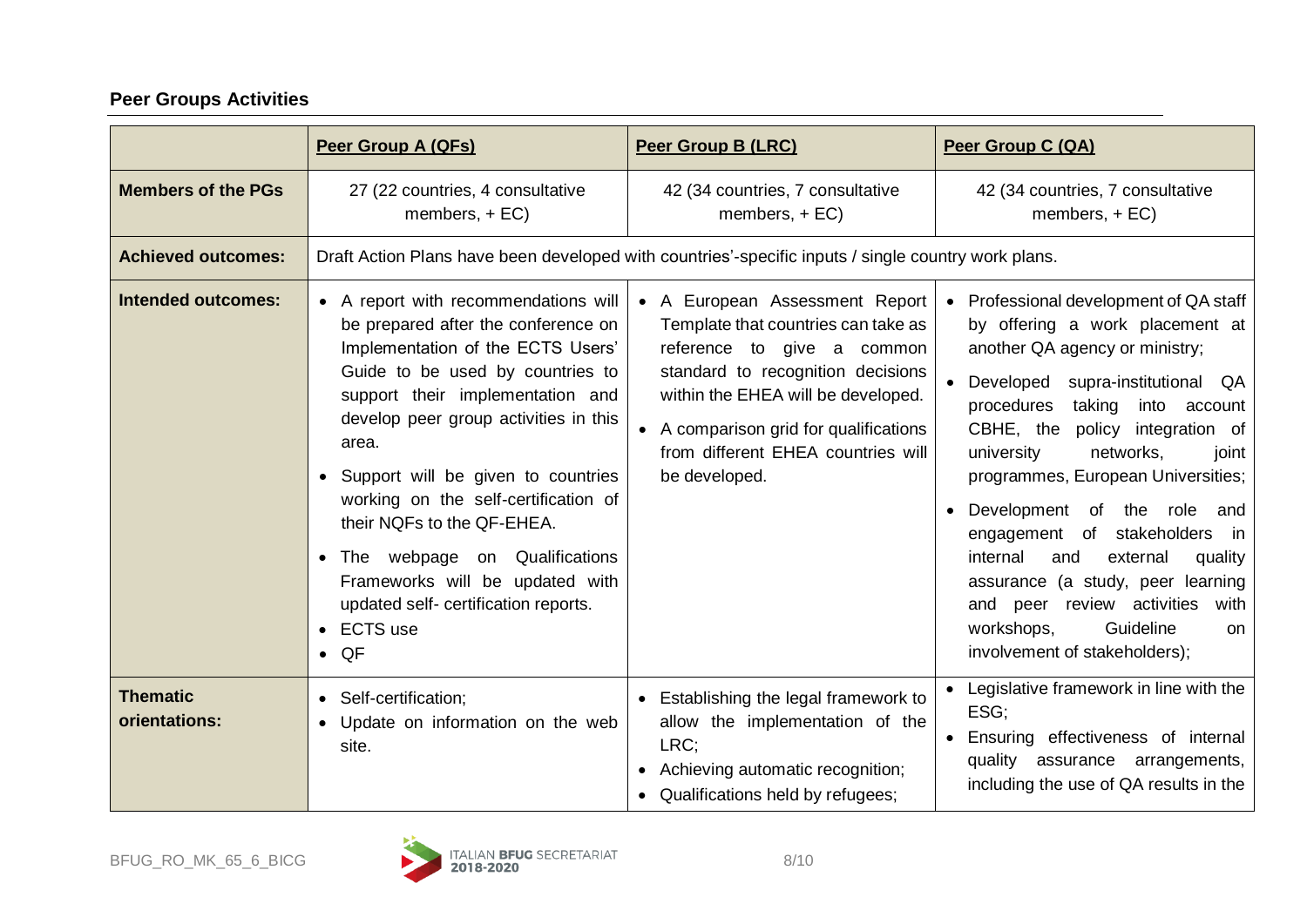## Peer Groups Activities

| | Peer Group A (QFs) | Peer Group B (LRC) | Peer Group C (QA) |
|---|---|---|---|
| **Members of the PGs** | 27 (22 countries, 4 consultative members, + EC) | 42 (34 countries, 7 consultative members, + EC) | 42 (34 countries, 7 consultative members, + EC) |
| **Achieved outcomes:** | Draft Action Plans have been developed with countries'-specific inputs / single country work plans. | | |
| **Intended outcomes:** | • A report with recommendations will be prepared after the conference on Implementation of the ECTS Users' Guide to be used by countries to support their implementation and develop peer group activities in this area.<br>• Support will be given to countries working on the self-certification of their NQFs to the QF-EHEA.<br>• The webpage on Qualifications Frameworks will be updated with updated self- certification reports.<br>• ECTS use<br>• QF | • A European Assessment Report Template that countries can take as reference to give a common standard to recognition decisions within the EHEA will be developed.<br>• A comparison grid for qualifications from different EHEA countries will be developed. | • Professional development of QA staff by offering a work placement at another QA agency or ministry;<br>• Developed supra-institutional QA procedures taking into account CBHE, the policy integration of university networks, joint programmes, European Universities;<br>• Development of the role and engagement of stakeholders in internal and external quality assurance (a study, peer learning and peer review activities with workshops, Guideline on involvement of stakeholders); |
| **Thematic orientations:** | • Self-certification;<br>• Update on information on the web site. | • Establishing the legal framework to allow the implementation of the LRC;<br>• Achieving automatic recognition;<br>• Qualifications held by refugees; | • Legislative framework in line with the ESG;<br>• Ensuring effectiveness of internal quality assurance arrangements, including the use of QA results in the |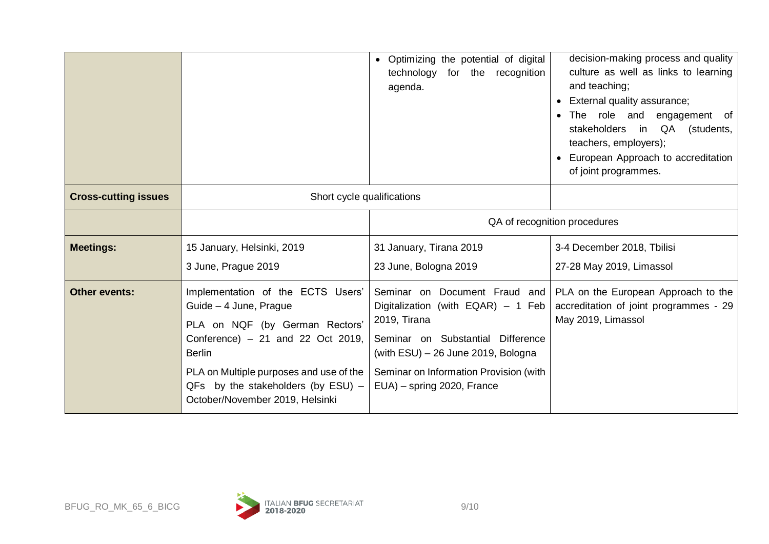| | | | |
|---|---|---|---|
| | | • Optimizing the potential of digital technology for the recognition agenda. | decision-making process and quality culture as well as links to learning and teaching;<br>• External quality assurance;<br>• The role and engagement of stakeholders in QA (students, teachers, employers);<br>• European Approach to accreditation of joint programmes. |
| **Cross-cutting issues** | Short cycle qualifications | | |
| | | QA of recognition procedures | |
| **Meetings:** | 15 January, Helsinki, 2019<br>3 June, Prague 2019 | 31 January, Tirana 2019<br>23 June, Bologna 2019 | 3-4 December 2018, Tbilisi<br>27-28 May 2019, Limassol |
| **Other events:** | Implementation of the ECTS Users' Guide – 4 June, Prague<br>PLA on NQF (by German Rectors' Conference) – 21 and 22 Oct 2019, Berlin<br>PLA on Multiple purposes and use of the QFs by the stakeholders (by ESU) – October/November 2019, Helsinki | Seminar on Document Fraud and Digitalization (with EQAR) – 1 Feb 2019, Tirana<br>Seminar on Substantial Difference (with ESU) – 26 June 2019, Bologna<br>Seminar on Information Provision (with EUA) – spring 2020, France | PLA on the European Approach to the accreditation of joint programmes - 29 May 2019, Limassol |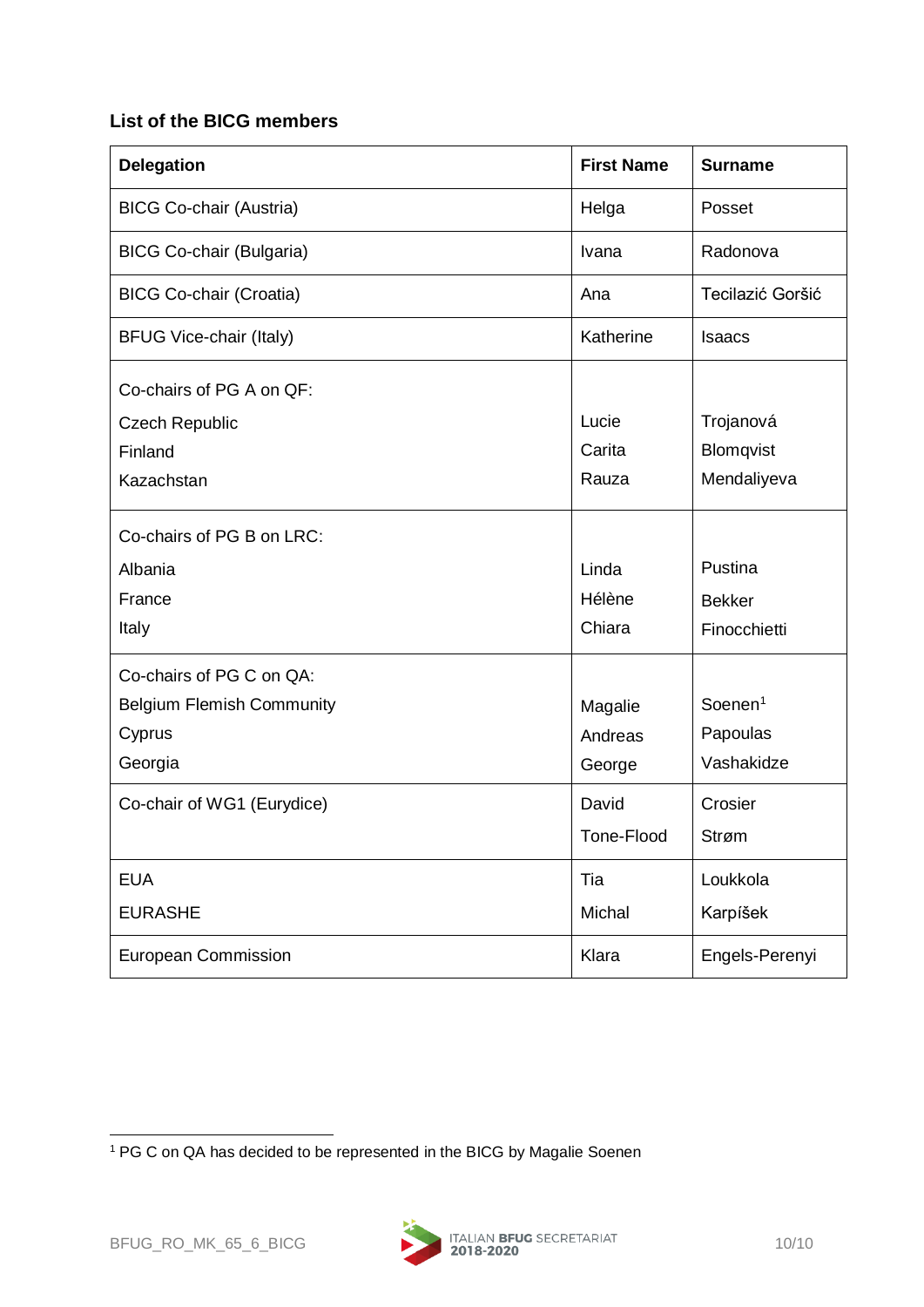### List of the BICG members

| Delegation | First Name | Surname |
|---|---|---|
| BICG Co-chair (Austria) | Helga | Posset |
| BICG Co-chair (Bulgaria) | Ivana | Radonova |
| BICG Co-chair (Croatia) | Ana | Tecilazić Goršić |
| BFUG Vice-chair (Italy) | Katherine | Isaacs |
| Co-chairs of PG A on QF:<br>Czech Republic<br>Finland<br>Kazachstan | <br>Lucie<br>Carita<br>Rauza | <br>Trojanová<br>Blomqvist<br>Mendaliyeva |
| Co-chairs of PG B on LRC:<br>Albania<br>France<br>Italy | <br>Linda<br>Hélène<br>Chiara | <br>Pustina<br>Bekker<br>Finocchietti |
| Co-chairs of PG C on QA:<br>Belgium Flemish Community<br>Cyprus<br>Georgia | <br>Magalie<br>Andreas<br>George | <br>Soenen[1]<br>Papoulas<br>Vashakidze |
| Co-chair of WG1 (Eurydice) | David<br>Tone-Flood | Crosier<br>Strøm |
| EUA<br>EURASHE | Tia<br>Michal | Loukkola<br>Karpíšek |
| European Commission | Klara | Engels-Perenyi |

[1] PG C on QA has decided to be represented in the BICG by Magalie Soenen